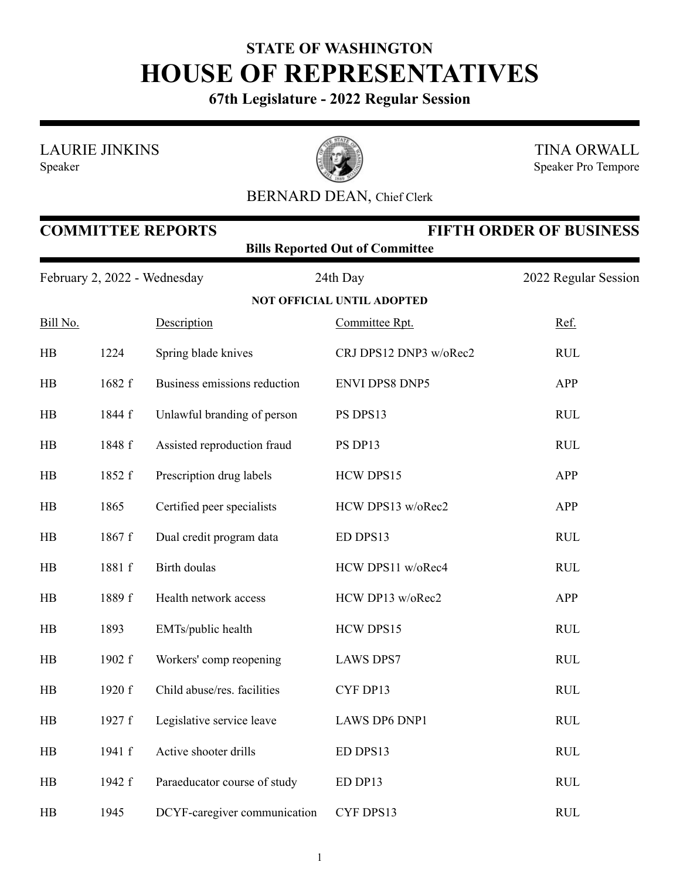# STATE OF WASHINGTON
# HOUSE OF REPRESENTATIVES

**67th Legislature - 2022 Regular Session**

LAURIE JINKINS
Speaker

TINA ORWALL
Speaker Pro Tempore

BERNARD DEAN, Chief Clerk

## COMMITTEE REPORTS — FIFTH ORDER OF BUSINESS

**Bills Reported Out of Committee**

February 2, 2022 - Wednesday — 24th Day — 2022 Regular Session

**NOT OFFICIAL UNTIL ADOPTED**

| Bill No. | | Description | Committee Rpt. | Ref. |
|---|---|---|---|---|
| HB | 1224 | Spring blade knives | CRJ DPS12 DNP3 w/oRec2 | RUL |
| HB | 1682 f | Business emissions reduction | ENVI DPS8 DNP5 | APP |
| HB | 1844 f | Unlawful branding of person | PS DPS13 | RUL |
| HB | 1848 f | Assisted reproduction fraud | PS DP13 | RUL |
| HB | 1852 f | Prescription drug labels | HCW DPS15 | APP |
| HB | 1865 | Certified peer specialists | HCW DPS13 w/oRec2 | APP |
| HB | 1867 f | Dual credit program data | ED DPS13 | RUL |
| HB | 1881 f | Birth doulas | HCW DPS11 w/oRec4 | RUL |
| HB | 1889 f | Health network access | HCW DP13 w/oRec2 | APP |
| HB | 1893 | EMTs/public health | HCW DPS15 | RUL |
| HB | 1902 f | Workers' comp reopening | LAWS DPS7 | RUL |
| HB | 1920 f | Child abuse/res. facilities | CYF DP13 | RUL |
| HB | 1927 f | Legislative service leave | LAWS DP6 DNP1 | RUL |
| HB | 1941 f | Active shooter drills | ED DPS13 | RUL |
| HB | 1942 f | Paraeducator course of study | ED DP13 | RUL |
| HB | 1945 | DCYF-caregiver communication | CYF DPS13 | RUL |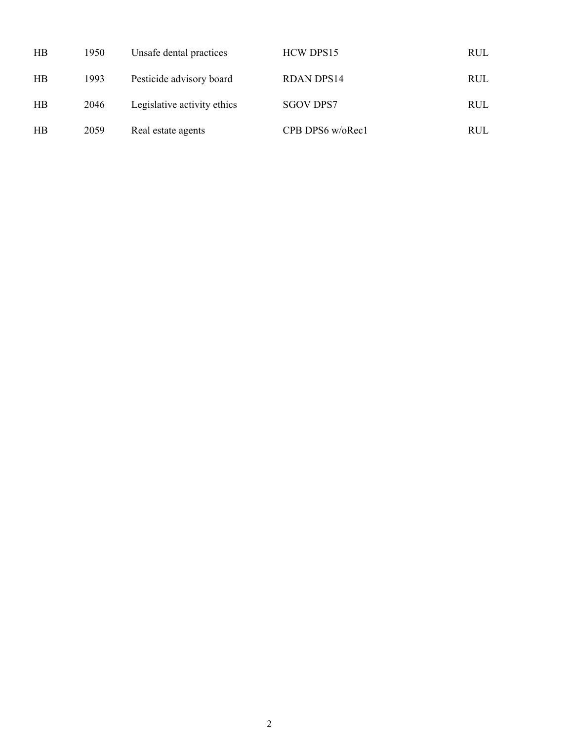| | | | | |
|---|---|---|---|---|
| HB | 1950 | Unsafe dental practices | HCW DPS15 | RUL |
| HB | 1993 | Pesticide advisory board | RDAN DPS14 | RUL |
| HB | 2046 | Legislative activity ethics | SGOV DPS7 | RUL |
| HB | 2059 | Real estate agents | CPB DPS6 w/oRec1 | RUL |